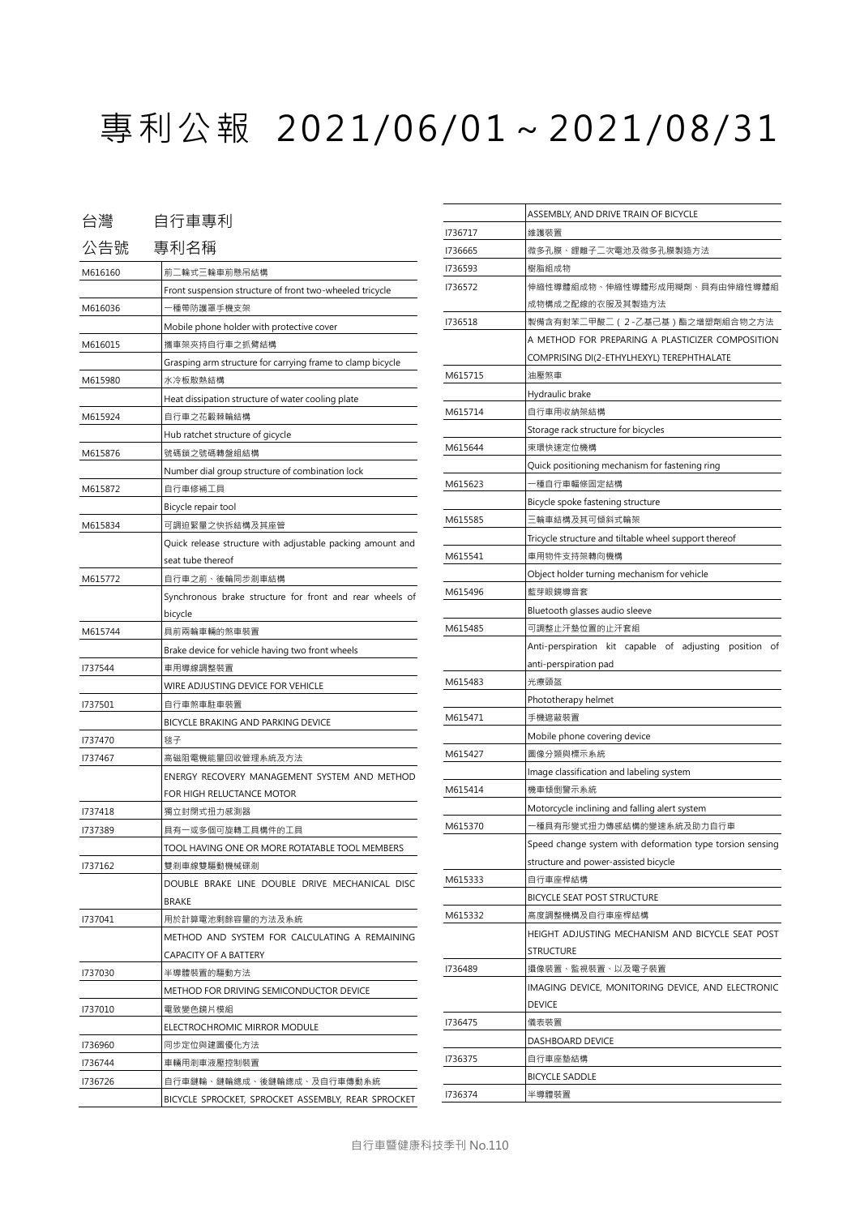# 專利公報 2021/06/01～2021/08/31

## 台灣　自行車專利

| 公告號 | 專利名稱 |
| --- | --- |
| M616160 | 前二輪式三輪車前懸吊結構 |
| | Front suspension structure of front two-wheeled tricycle |
| M616036 | 一種帶防護罩手機支架 |
| | Mobile phone holder with protective cover |
| M616015 | 攜車架夾持自行車之抓臂結構 |
| | Grasping arm structure for carrying frame to clamp bicycle |
| M615980 | 水冷板散熱結構 |
| | Heat dissipation structure of water cooling plate |
| M615924 | 自行車之花轂棘輪結構 |
| | Hub ratchet structure of gicycle |
| M615876 | 號碼鎖之號碼轉盤組結構 |
| | Number dial group structure of combination lock |
| M615872 | 自行車修補工具 |
| | Bicycle repair tool |
| M615834 | 可調迫緊量之快拆結構及其座管 |
| | Quick release structure with adjustable packing amount and seat tube thereof |
| M615772 | 自行車之前、後輪同步剎車結構 |
| | Synchronous brake structure for front and rear wheels of bicycle |
| M615744 | 具前兩輪車輛的煞車裝置 |
| | Brake device for vehicle having two front wheels |
| I737544 | 車用導線調整裝置 |
| | WIRE ADJUSTING DEVICE FOR VEHICLE |
| I737501 | 自行車煞車駐車裝置 |
| | BICYCLE BRAKING AND PARKING DEVICE |
| I737470 | 毯子 |
| I737467 | 高磁阻電機能量回收管理系統及方法 |
| | ENERGY RECOVERY MANAGEMENT SYSTEM AND METHOD FOR HIGH RELUCTANCE MOTOR |
| I737418 | 獨立封閉式扭力感測器 |
| I737389 | 具有一或多個可旋轉工具構件的工具 |
| | TOOL HAVING ONE OR MORE ROTATABLE TOOL MEMBERS |
| I737162 | 雙剎車線雙驅動機械碟剎 |
| | DOUBLE BRAKE LINE DOUBLE DRIVE MECHANICAL DISC BRAKE |
| I737041 | 用於計算電池剩餘容量的方法及系統 |
| | METHOD AND SYSTEM FOR CALCULATING A REMAINING CAPACITY OF A BATTERY |
| I737030 | 半導體裝置的驅動方法 |
| | METHOD FOR DRIVING SEMICONDUCTOR DEVICE |
| I737010 | 電致變色鏡片模組 |
| | ELECTROCHROMIC MIRROR MODULE |
| I736960 | 同步定位與建圖優化方法 |
| I736744 | 車輛用剎車液壓控制裝置 |
| I736726 | 自行車鏈輪、鏈輪總成、後鏈輪總成、及自行車傳動系統 |
| | BICYCLE SPROCKET, SPROCKET ASSEMBLY, REAR SPROCKET ASSEMBLY, AND DRIVE TRAIN OF BICYCLE |
| I736717 | 維護裝置 |
| I736665 | 微多孔膜、鋰離子二次電池及微多孔膜製造方法 |
| I736593 | 樹脂組成物 |
| I736572 | 伸縮性導體組成物、伸縮性導體形成用糊劑、具有由伸縮性導體組成物構成之配線的衣服及其製造方法 |
| I736518 | 製備含有對苯二甲酸二（2-乙基己基）酯之增塑劑組合物之方法 |
| | A METHOD FOR PREPARING A PLASTICIZER COMPOSITION COMPRISING DI(2-ETHYLHEXYL) TEREPHTHALATE |
| M615715 | 油壓煞車 |
| | Hydraulic brake |
| M615714 | 自行車用收納架結構 |
| | Storage rack structure for bicycles |
| M615644 | 束環快速定位機構 |
| | Quick positioning mechanism for fastening ring |
| M615623 | 一種自行車輻條固定結構 |
| | Bicycle spoke fastening structure |
| M615585 | 三輪車結構及其可傾斜式輪架 |
| | Tricycle structure and tiltable wheel support thereof |
| M615541 | 車用物件支持架轉向機構 |
| | Object holder turning mechanism for vehicle |
| M615496 | 藍芽眼鏡導音套 |
| | Bluetooth glasses audio sleeve |
| M615485 | 可調整止汗墊位置的止汗套組 |
| | Anti-perspiration kit capable of adjusting position of anti-perspiration pad |
| M615483 | 光療頭盔 |
| | Phototherapy helmet |
| M615471 | 手機遮蔽裝置 |
| | Mobile phone covering device |
| M615427 | 圖像分類與標示系統 |
| | Image classification and labeling system |
| M615414 | 機車傾倒警示系統 |
| | Motorcycle inclining and falling alert system |
| M615370 | 一種具有形變式扭力傳感結構的變速系統及助力自行車 |
| | Speed change system with deformation type torsion sensing structure and power-assisted bicycle |
| M615333 | 自行車座桿結構 |
| | BICYCLE SEAT POST STRUCTURE |
| M615332 | 高度調整機構及自行車座桿結構 |
| | HEIGHT ADJUSTING MECHANISM AND BICYCLE SEAT POST STRUCTURE |
| I736489 | 攝像裝置、監視裝置、以及電子裝置 |
| | IMAGING DEVICE, MONITORING DEVICE, AND ELECTRONIC DEVICE |
| I736475 | 儀表裝置 |
| | DASHBOARD DEVICE |
| I736375 | 自行車座墊結構 |
| | BICYCLE SADDLE |
| I736374 | 半導體裝置 |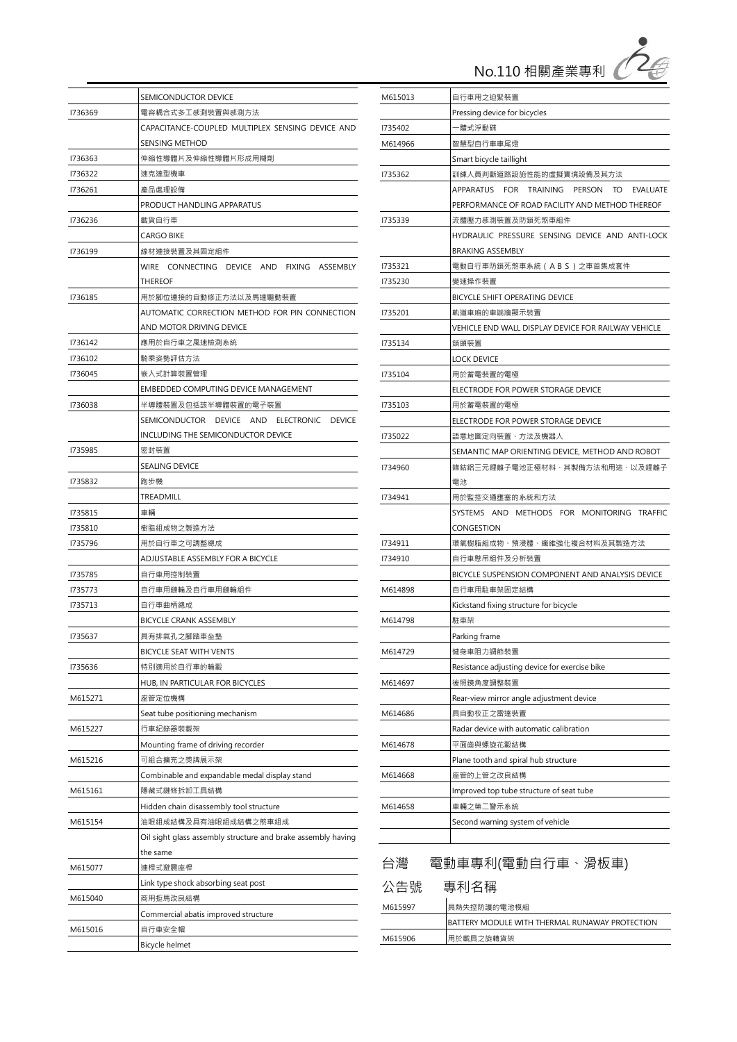| | |
|---|---|
| | SEMICONDUCTOR DEVICE |
| I736369 | 電容耦合式多工感測裝置與感測方法 |
| | CAPACITANCE-COUPLED MULTIPLEX SENSING DEVICE AND SENSING METHOD |
| I736363 | 伸縮性導體片及伸縮性導體片形成用糊劑 |
| I736322 | 速克達型機車 |
| I736261 | 產品處理設備 |
| | PRODUCT HANDLING APPARATUS |
| I736236 | 載貨自行車 |
| | CARGO BIKE |
| I736199 | 線材連接裝置及其固定組件 |
| | WIRE CONNECTING DEVICE AND FIXING ASSEMBLY THEREOF |
| I736185 | 用於腳位連接的自動修正方法以及馬達驅動裝置 |
| | AUTOMATIC CORRECTION METHOD FOR PIN CONNECTION AND MOTOR DRIVING DEVICE |
| I736142 | 應用於自行車之風速檢測系統 |
| I736102 | 騎乘姿勢評估方法 |
| I736045 | 嵌入式計算裝置管理 |
| | EMBEDDED COMPUTING DEVICE MANAGEMENT |
| I736038 | 半導體裝置及包括該半導體裝置的電子裝置 |
| | SEMICONDUCTOR DEVICE AND ELECTRONIC DEVICE INCLUDING THE SEMICONDUCTOR DEVICE |
| I735985 | 密封裝置 |
| | SEALING DEVICE |
| I735832 | 跑步機 |
| | TREADMILL |
| I735815 | 車輛 |
| I735810 | 樹脂組成物之製造方法 |
| I735796 | 用於自行車之可調整總成 |
| | ADJUSTABLE ASSEMBLY FOR A BICYCLE |
| I735785 | 自行車用控制裝置 |
| I735773 | 自行車用鏈輪及自行車用鏈輪組件 |
| I735713 | 自行車曲柄總成 |
| | BICYCLE CRANK ASSEMBLY |
| I735637 | 具有排氣孔之腳踏車坐墊 |
| | BICYCLE SEAT WITH VENTS |
| I735636 | 特別適用於自行車的輪轂 |
| | HUB, IN PARTICULAR FOR BICYCLES |
| M615271 | 座管定位機構 |
| | Seat tube positioning mechanism |
| M615227 | 行車紀錄器裝載架 |
| | Mounting frame of driving recorder |
| M615216 | 可組合擴充之獎牌展示架 |
| | Combinable and expandable medal display stand |
| M615161 | 隱藏式鏈條拆卸工具結構 |
| | Hidden chain disassembly tool structure |
| M615154 | 油眼組成結構及具有油眼組成結構之煞車組成 |
| | Oil sight glass assembly structure and brake assembly having the same |
| M615077 | 連桿式避震座桿 |
| | Link type shock absorbing seat post |
| M615040 | 商用拒馬改良結構 |
| | Commercial abatis improved structure |
| M615016 | 自行車安全帽 |
| | Bicycle helmet |
| M615013 | 自行車用之迫緊裝置 |
| | Pressing device for bicycles |
| I735402 | 一體式浮動碟 |
| M614966 | 智慧型自行車車尾燈 |
| | Smart bicycle taillight |
| I735362 | 訓練人員判斷道路設施性能的虛擬實境設備及其方法 |
| | APPARATUS FOR TRAINING PERSON TO EVALUATE PERFORMANCE OF ROAD FACILITY AND METHOD THEREOF |
| I735339 | 流體壓力感測裝置及防鎖死煞車組件 |
| | HYDRAULIC PRESSURE SENSING DEVICE AND ANTI-LOCK BRAKING ASSEMBLY |
| I735321 | 電動自行車防鎖死煞車系統（ＡＢＳ）之車首集成套件 |
| I735230 | 變速操作裝置 |
| | BICYCLE SHIFT OPERATING DEVICE |
| I735201 | 軌道車廂的車端牆顯示裝置 |
| | VEHICLE END WALL DISPLAY DEVICE FOR RAILWAY VEHICLE |
| I735134 | 鎖頭裝置 |
| | LOCK DEVICE |
| I735104 | 用於蓄電裝置的電極 |
| | ELECTRODE FOR POWER STORAGE DEVICE |
| I735103 | 用於蓄電裝置的電極 |
| | ELECTRODE FOR POWER STORAGE DEVICE |
| I735022 | 語意地圖定向裝置、方法及機器人 |
| | SEMANTIC MAP ORIENTING DEVICE, METHOD AND ROBOT |
| I734960 | 鎳鈷鋁三元鋰離子電池正極材料、其製備方法和用途、以及鋰離子電池 |
| I734941 | 用於監控交通壅塞的系統和方法 |
| | SYSTEMS AND METHODS FOR MONITORING TRAFFIC CONGESTION |
| I734911 | 環氧樹脂組成物、預浸體、纖維強化複合材料及其製造方法 |
| I734910 | 自行車懸吊組件及分析裝置 |
| | BICYCLE SUSPENSION COMPONENT AND ANALYSIS DEVICE |
| M614898 | 自行車用駐車架固定結構 |
| | Kickstand fixing structure for bicycle |
| M614798 | 駐車架 |
| | Parking frame |
| M614729 | 健身車阻力調節裝置 |
| | Resistance adjusting device for exercise bike |
| M614697 | 後照鏡角度調整裝置 |
| | Rear-view mirror angle adjustment device |
| M614686 | 具自動校正之雷達裝置 |
| | Radar device with automatic calibration |
| M614678 | 平面齒與螺旋花轂結構 |
| | Plane tooth and spiral hub structure |
| M614668 | 座管的上管之改良結構 |
| | Improved top tube structure of seat tube |
| M614658 | 車輛之第二警示系統 |
| | Second warning system of vehicle |

## 台灣　電動車專利(電動自行車、滑板車)

| 公告號 | 專利名稱 |
|---|---|
| M615997 | 具熱失控防護的電池模組 |
| | BATTERY MODULE WITH THERMAL RUNAWAY PROTECTION |
| M615906 | 用於載具之旋轉貨架 |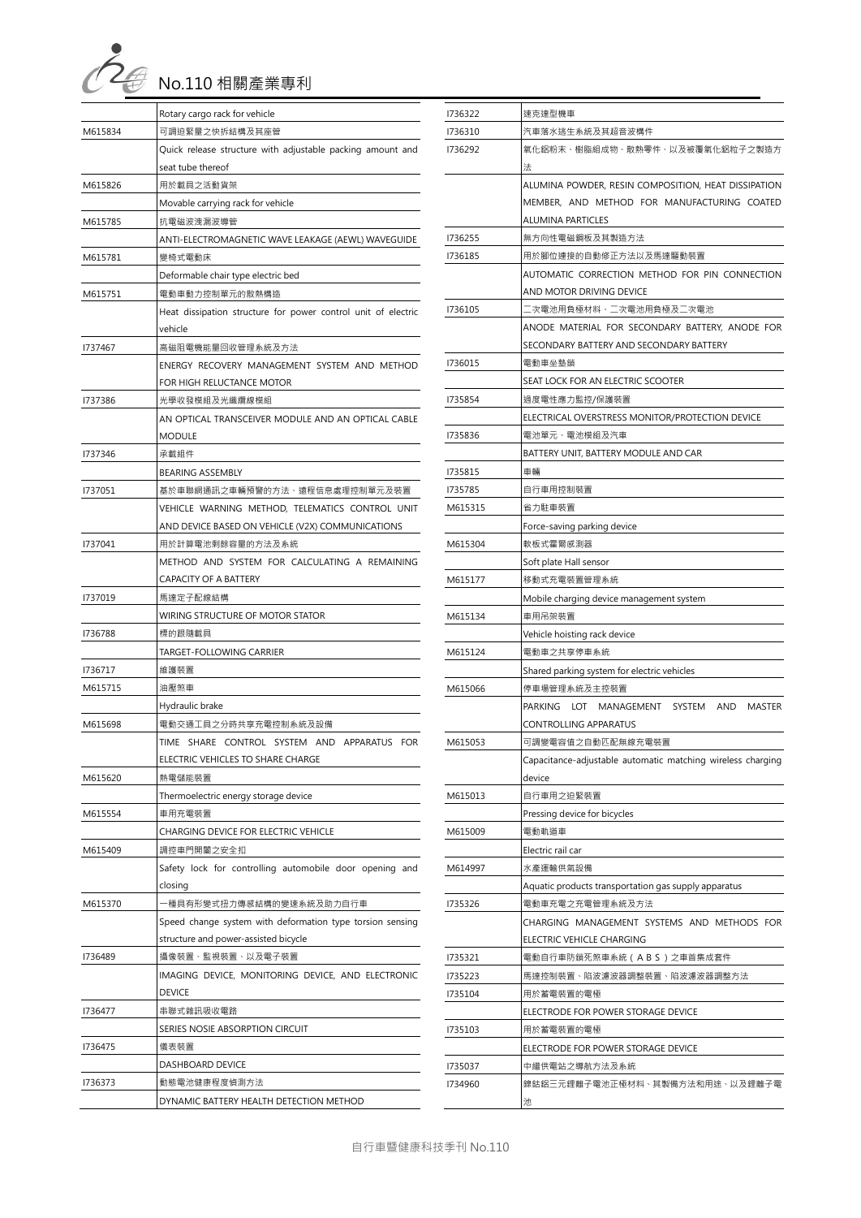# No.110 相關產業專利

| | |
|---|---|
| | Rotary cargo rack for vehicle |
| M615834 | 可調迫緊量之快拆結構及其座管 |
| | Quick release structure with adjustable packing amount and seat tube thereof |
| M615826 | 用於載具之活動貨架 |
| | Movable carrying rack for vehicle |
| M615785 | 抗電磁波洩漏波導管 |
| | ANTI-ELECTROMAGNETIC WAVE LEAKAGE (AEWL) WAVEGUIDE |
| M615781 | 變椅式電動床 |
| | Deformable chair type electric bed |
| M615751 | 電動車動力控制單元的散熱構造 |
| | Heat dissipation structure for power control unit of electric vehicle |
| I737467 | 高磁阻電機能量回收管理系統及方法 |
| | ENERGY RECOVERY MANAGEMENT SYSTEM AND METHOD FOR HIGH RELUCTANCE MOTOR |
| I737386 | 光學收發模組及光纖纜線模組 |
| | AN OPTICAL TRANSCEIVER MODULE AND AN OPTICAL CABLE MODULE |
| I737346 | 承載組件 |
| | BEARING ASSEMBLY |
| I737051 | 基於車聯網通訊之車輛預警的方法、遠程信息處理控制單元及裝置 |
| | VEHICLE WARNING METHOD, TELEMATICS CONTROL UNIT AND DEVICE BASED ON VEHICLE (V2X) COMMUNICATIONS |
| I737041 | 用於計算電池剩餘容量的方法及系統 |
| | METHOD AND SYSTEM FOR CALCULATING A REMAINING CAPACITY OF A BATTERY |
| I737019 | 馬達定子配線結構 |
| | WIRING STRUCTURE OF MOTOR STATOR |
| I736788 | 標的跟隨載具 |
| | TARGET-FOLLOWING CARRIER |
| I736717 | 維護裝置 |
| M615715 | 油壓煞車 |
| | Hydraulic brake |
| M615698 | 電動交通工具之分時共享充電控制系統及設備 |
| | TIME SHARE CONTROL SYSTEM AND APPARATUS FOR ELECTRIC VEHICLES TO SHARE CHARGE |
| M615620 | 熱電儲能裝置 |
| | Thermoelectric energy storage device |
| M615554 | 車用充電裝置 |
| | CHARGING DEVICE FOR ELECTRIC VEHICLE |
| M615409 | 調控車門開闔之安全扣 |
| | Safety lock for controlling automobile door opening and closing |
| M615370 | 一種具有形變式扭力傳感結構的變速系統及助力自行車 |
| | Speed change system with deformation type torsion sensing structure and power-assisted bicycle |
| I736489 | 攝像裝置、監視裝置、以及電子裝置 |
| | IMAGING DEVICE, MONITORING DEVICE, AND ELECTRONIC DEVICE |
| I736477 | 串聯式雜訊吸收電路 |
| | SERIES NOSIE ABSORPTION CIRCUIT |
| I736475 | 儀表裝置 |
| | DASHBOARD DEVICE |
| I736373 | 動態電池健康程度偵測方法 |
| | DYNAMIC BATTERY HEALTH DETECTION METHOD |
| I736322 | 速克達型機車 |
| I736310 | 汽車落水逃生系統及其超音波構件 |
| I736292 | 氧化鋁粉末、樹脂組成物、散熱零件、以及被覆氧化鋁粒子之製造方法 |
| | ALUMINA POWDER, RESIN COMPOSITION, HEAT DISSIPATION MEMBER, AND METHOD FOR MANUFACTURING COATED ALUMINA PARTICLES |
| I736255 | 無方向性電磁鋼板及其製造方法 |
| I736185 | 用於腳位連接的自動修正方法以及馬達驅動裝置 |
| | AUTOMATIC CORRECTION METHOD FOR PIN CONNECTION AND MOTOR DRIVING DEVICE |
| I736105 | 二次電池用負極材料、二次電池用負極及二次電池 |
| | ANODE MATERIAL FOR SECONDARY BATTERY, ANODE FOR SECONDARY BATTERY AND SECONDARY BATTERY |
| I736015 | 電動車坐墊鎖 |
| | SEAT LOCK FOR AN ELECTRIC SCOOTER |
| I735854 | 過度電性應力監控/保護裝置 |
| | ELECTRICAL OVERSTRESS MONITOR/PROTECTION DEVICE |
| I735836 | 電池單元、電池模組及汽車 |
| | BATTERY UNIT, BATTERY MODULE AND CAR |
| I735815 | 車輛 |
| I735785 | 自行車用控制裝置 |
| M615315 | 省力駐車裝置 |
| | Force-saving parking device |
| M615304 | 軟板式霍爾感測器 |
| | Soft plate Hall sensor |
| M615177 | 移動式充電裝置管理系統 |
| | Mobile charging device management system |
| M615134 | 車用吊架裝置 |
| | Vehicle hoisting rack device |
| M615124 | 電動車之共享停車系統 |
| | Shared parking system for electric vehicles |
| M615066 | 停車場管理系統及主控裝置 |
| | PARKING LOT MANAGEMENT SYSTEM AND MASTER CONTROLLING APPARATUS |
| M615053 | 可調變電容值之自動匹配無線充電裝置 |
| | Capacitance-adjustable automatic matching wireless charging device |
| M615013 | 自行車用之迫緊裝置 |
| | Pressing device for bicycles |
| M615009 | 電動軌道車 |
| | Electric rail car |
| M614997 | 水產運輸供氣設備 |
| | Aquatic products transportation gas supply apparatus |
| I735326 | 電動車充電之充電管理系統及方法 |
| | CHARGING MANAGEMENT SYSTEMS AND METHODS FOR ELECTRIC VEHICLE CHARGING |
| I735321 | 電動自行車防鎖死煞車系統（ＡＢＳ）之車首集成套件 |
| I735223 | 馬達控制裝置、陷波濾波器調整裝置、陷波濾波器調整方法 |
| I735104 | 用於蓄電裝置的電極 |
| | ELECTRODE FOR POWER STORAGE DEVICE |
| I735103 | 用於蓄電裝置的電極 |
| | ELECTRODE FOR POWER STORAGE DEVICE |
| I735037 | 中繼供電站之導航方法及系統 |
| I734960 | 鎳鈷鋁三元鋰離子電池正極材料、其製備方法和用途、以及鋰離子電池 |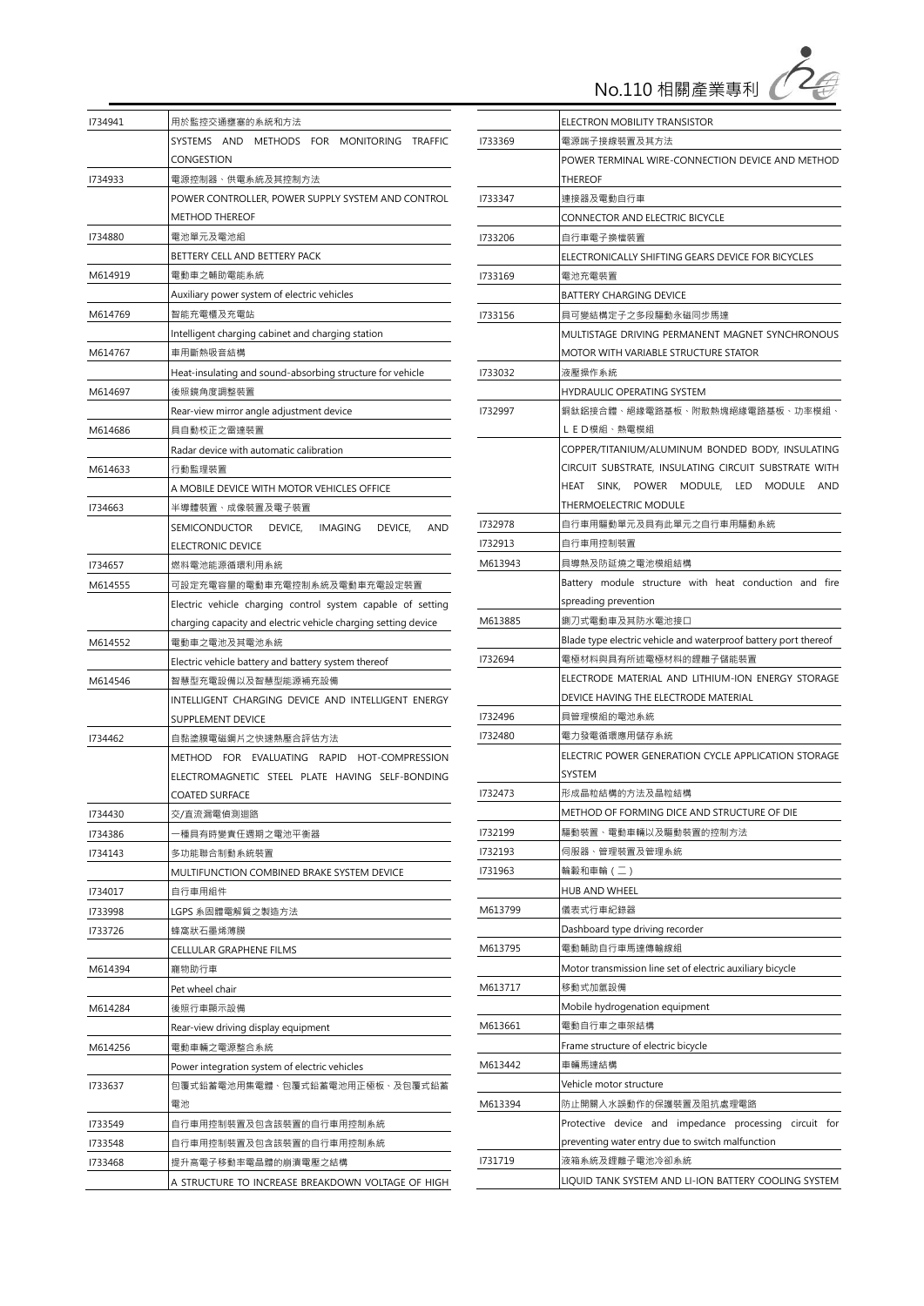| | |
|---|---|
| I734941 | 用於監控交通壅塞的系統和方法 |
| | SYSTEMS AND METHODS FOR MONITORING TRAFFIC CONGESTION |
| I734933 | 電源控制器、供電系統及其控制方法 |
| | POWER CONTROLLER, POWER SUPPLY SYSTEM AND CONTROL METHOD THEREOF |
| I734880 | 電池單元及電池組 |
| | BATTERY CELL AND BATTERY PACK |
| M614919 | 電動車之輔助電能系統 |
| | Auxiliary power system of electric vehicles |
| M614769 | 智能充電櫃及充電站 |
| | Intelligent charging cabinet and charging station |
| M614767 | 車用斷熱吸音結構 |
| | Heat-insulating and sound-absorbing structure for vehicle |
| M614697 | 後照鏡角度調整裝置 |
| | Rear-view mirror angle adjustment device |
| M614686 | 具自動校正之雷達裝置 |
| | Radar device with automatic calibration |
| M614633 | 行動監理裝置 |
| | A MOBILE DEVICE WITH MOTOR VEHICLES OFFICE |
| I734663 | 半導體裝置、成像裝置及電子裝置 |
| | SEMICONDUCTOR DEVICE, IMAGING DEVICE, AND ELECTRONIC DEVICE |
| I734657 | 燃料電池能源循環利用系統 |
| M614555 | 可設定充電容量的電動車充電控制系統及電動車充電設定裝置 |
| | Electric vehicle charging control system capable of setting charging capacity and electric vehicle charging setting device |
| M614552 | 電動車之電池及其電池系統 |
| | Electric vehicle battery and battery system thereof |
| M614546 | 智慧型充電設備以及智慧型能源補充設備 |
| | INTELLIGENT CHARGING DEVICE AND INTELLIGENT ENERGY SUPPLEMENT DEVICE |
| I734462 | 自黏塗膜電磁鋼片之快速熱壓合評估方法 |
| | METHOD FOR EVALUATING RAPID HOT-COMPRESSION ELECTROMAGNETIC STEEL PLATE HAVING SELF-BONDING COATED SURFACE |
| I734430 | 交/直流漏電偵測迴路 |
| I734386 | 一種具有時變責任週期之電池平衡器 |
| I734143 | 多功能聯合制動系統裝置 |
| | MULTIFUNCTION COMBINED BRAKE SYSTEM DEVICE |
| I734017 | 自行車用組件 |
| I733998 | LGPS 系固體電解質之製造方法 |
| I733726 | 蜂窩狀石墨烯薄膜 |
| | CELLULAR GRAPHENE FILMS |
| M614394 | 寵物助行車 |
| | Pet wheel chair |
| M614284 | 後照行車顯示設備 |
| | Rear-view driving display equipment |
| M614256 | 電動車輛之電源整合系統 |
| | Power integration system of electric vehicles |
| I733637 | 包覆式鉛蓄電池用集電體、包覆式鉛蓄電池用正極板、及包覆式鉛蓄電池 |
| I733549 | 自行車用控制裝置及包含該裝置的自行車用控制系統 |
| I733548 | 自行車用控制裝置及包含該裝置的自行車用控制系統 |
| I733468 | 提升高電子移動率電晶體的崩潰電壓之結構 |
| | A STRUCTURE TO INCREASE BREAKDOWN VOLTAGE OF HIGH ELECTRON MOBILITY TRANSISTOR |
| I733369 | 電源端子接線裝置及其方法 |
| | POWER TERMINAL WIRE-CONNECTION DEVICE AND METHOD THEREOF |
| I733347 | 連接器及電動自行車 |
| | CONNECTOR AND ELECTRIC BICYCLE |
| I733206 | 自行車電子換檔裝置 |
| | ELECTRONICALLY SHIFTING GEARS DEVICE FOR BICYCLES |
| I733169 | 電池充電裝置 |
| | BATTERY CHARGING DEVICE |
| I733156 | 具可變結構定子之多段驅動永磁同步馬達 |
| | MULTISTAGE DRIVING PERMANENT MAGNET SYNCHRONOUS MOTOR WITH VARIABLE STRUCTURE STATOR |
| I733032 | 液壓操作系統 |
| | HYDRAULIC OPERATING SYSTEM |
| I732997 | 銅鈦鋁接合體、絕緣電路基板、附散熱塊絕緣電路基板、功率模組、ＬＥＤ模組、熱電模組 |
| | COPPER/TITANIUM/ALUMINUM BONDED BODY, INSULATING CIRCUIT SUBSTRATE, INSULATING CIRCUIT SUBSTRATE WITH HEAT SINK, POWER MODULE, LED MODULE AND THERMOELECTRIC MODULE |
| I732978 | 自行車用驅動單元及具有此單元之自行車用驅動系統 |
| I732913 | 自行車用控制裝置 |
| M613943 | 具導熱及防延燒之電池模組結構 |
| | Battery module structure with heat conduction and fire spreading prevention |
| M613885 | 鍘刀式電動車及其防水電池接口 |
| | Blade type electric vehicle and waterproof battery port thereof |
| I732694 | 電極材料與具有所述電極材料的鋰離子儲能裝置 |
| | ELECTRODE MATERIAL AND LITHIUM-ION ENERGY STORAGE DEVICE HAVING THE ELECTRODE MATERIAL |
| I732496 | 具管理模組的電池系統 |
| I732480 | 電力發電循環應用儲存系統 |
| | ELECTRIC POWER GENERATION CYCLE APPLICATION STORAGE SYSTEM |
| I732473 | 形成晶粒結構的方法及晶粒結構 |
| | METHOD OF FORMING DICE AND STRUCTURE OF DIE |
| I732199 | 驅動裝置、電動車輛以及驅動裝置的控制方法 |
| I732193 | 伺服器、管理裝置及管理系統 |
| I731963 | 輪轂和車輪（二） |
| | HUB AND WHEEL |
| M613799 | 儀表式行車紀錄器 |
| | Dashboard type driving recorder |
| M613795 | 電動輔助自行車馬達傳輸線組 |
| | Motor transmission line set of electric auxiliary bicycle |
| M613717 | 移動式加氫設備 |
| | Mobile hydrogenation equipment |
| M613661 | 電動自行車之車架結構 |
| | Frame structure of electric bicycle |
| M613442 | 車輛馬達結構 |
| | Vehicle motor structure |
| M613394 | 防止開關入水誤動作的保護裝置及阻抗處理電路 |
| | Protective device and impedance processing circuit for preventing water entry due to switch malfunction |
| I731719 | 液箱系統及鋰離子電池冷卻系統 |
| | LIQUID TANK SYSTEM AND LI-ION BATTERY COOLING SYSTEM |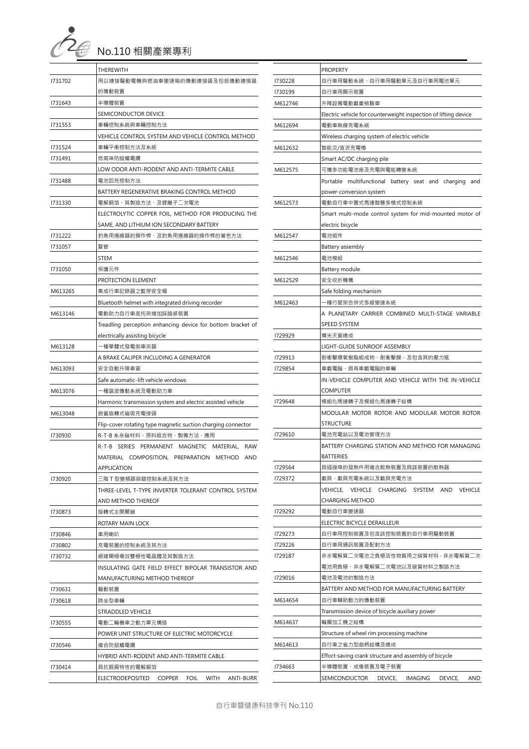| | |
|---|---|
| | THEREWITH |
| I731702 | 用以連接驅動電機與燃油車變速箱的傳動連接器及包括傳動連接器的傳動裝置 |
| I731643 | 半導體裝置 |
| | SEMICONDUCTOR DEVICE |
| I731553 | 車輛控制系統與車輛控制方法 |
| | VEHICLE CONTROL SYSTEM AND VEHICLE CONTROL METHOD |
| I731524 | 車輛平衡控制方法及系統 |
| I731491 | 低氣味防鼠蟻電纜 |
| | LOW ODOR ANTI-RODENT AND ANTI-TERMITE CABLE |
| I731488 | 電池回充控制方法 |
| | BATTERY REGENERATIVE BRAKING CONTROL METHOD |
| I731330 | 電解銅箔、其製造方法、及鋰離子二次電池 |
| | ELECTROLYTIC COPPER FOIL, METHOD FOR PRODUCING THE SAME, AND LITHIUM ION SECONDARY BATTERY |
| I731222 | 釣魚用捲線器的操作桿、及釣魚用捲線器的操作桿的著色方法 |
| I731057 | 豎管 |
| | STEM |
| I731050 | 保護元件 |
| | PROTECTION ELEMENT |
| M613265 | 集成行車記錄器之藍芽安全帽 |
| | Bluetooth helmet with integrated driving recorder |
| M613146 | 電動助力自行車底托架增加踩踏感裝置 |
| | Treadling perception enhancing device for bottom bracket of electrically assisting bicycle |
| M613128 | 一種單體式發電剎車夾器 |
| | A BRAKE CALIPER INCLUDING A GENERATOR |
| M613093 | 安全自動升降車窗 |
| | Safe automatic-lift vehicle windows |
| M613076 | 一種諧波傳動系統及電動助力車 |
| | Harmonic transmission system and electric assisted vehicle |
| M613048 | 掀蓋旋轉式磁吸充電接頭 |
| | Flip-cover rotating type magnetic suction charging connector |
| I730930 | R-T-B 系永磁材料、原料組合物、製備方法、應用 |
| | R-T-B SERIES PERMANENT MAGNETIC MATERIAL, RAW MATERIAL COMPOSITION, PREPARATION METHOD AND APPLICATION |
| I730920 | 三階 T 型變頻器容錯控制系統及其方法 |
| | THREE-LEVEL T-TYPE INVERTER TOLERANT CONTROL SYSTEM AND METHOD THEREOF |
| I730873 | 旋轉式主開關鎖 |
| | ROTARY MAIN LOCK |
| I730846 | 車用喇叭 |
| I730802 | 充電裝置的控制系統及其方法 |
| I730732 | 絕緣閘極場效雙極性電晶體及其製造方法 |
| | INSULATING GATE FIELD EFFECT BIPOLAR TRANSISTOR AND MANUFACTURING METHOD THEREOF |
| I730631 | 驅動裝置 |
| I730618 | 跨坐型車輛 |
| | STRADDLED VEHICLE |
| I730555 | 電動二輪機車之動力單元構造 |
| | POWER UNIT STRUCTURE OF ELECTRIC MOTORCYCLE |
| I730546 | 複合防鼠蟻電纜 |
| | HYBRID ANTI-RODENT AND ANTI-TERMITE CABLE |
| I730414 | 具抗銅屑特性的電解銅箔 |
| | ELECTRODEPOSITED COPPER FOIL WITH ANTI-BURR |

| | |
|---|---|
| | PROPERTY |
| I730228 | 自行車用驅動系統、自行車用驅動單元及自行車用電池單元 |
| I730199 | 自行車用顯示裝置 |
| M612746 | 升降設備電動載重檢驗車 |
| | Electric vehicle for counterweight inspection of lifting device |
| M612694 | 電動車無線充電系統 |
| | Wireless charging system of electric vehicle |
| M612632 | 智能交/直流充電樁 |
| | Smart AC/DC charging pile |
| M612575 | 可攜多功能電池座及充電與電能轉變系統 |
| | Portable multifunctional battery seat and charging and power-conversion system |
| M612573 | 電動自行車中置式馬達智慧多模式控制系統 |
| | Smart multi-mode control system for mid-mounted motor of electric bicycle |
| M612547 | 電池組件 |
| | Battery assembly |
| M612546 | 電池模組 |
| | Battery module |
| M612529 | 安全收折機構 |
| | Safe folding mechanism |
| M612463 | 一種行星架合併式多級變速系統 |
| | A PLANETARY CARRIER COMBINED MULTI-STAGE VARIABLE SPEED SYSTEM |
| I729929 | 導光天窗總成 |
| | LIGHT-GUIDE SUNROOF ASSEMBLY |
| I729913 | 耐衝擊環氧樹脂組成物、耐衝擊膜、及包含其的壓力瓶 |
| I729854 | 車載電腦、具有車載電腦的車輛 |
| | IN-VEHICLE COMPUTER AND VEHICLE WITH THE IN-VEHICLE COMPUTER |
| I729648 | 模組化馬達轉子及模組化馬達轉子結構 |
| | MODULAR MOTOR ROTOR AND MODULAR MOTOR ROTOR STRUCTURE |
| I729610 | 電池充電站以及電池管理方法 |
| | BATTERY CHARGING STATION AND METHOD FOR MANAGING BATTERIES |
| I729564 | 具插接埠的發熱件用複合散熱裝置及具該裝置的散熱器 |
| I729372 | 載具、載具充電系統以及載具充電方法 |
| | VEHICLE, VEHICLE CHARGING SYSTEM AND VEHICLE CHARGING METHOD |
| I729292 | 電動自行車變速器 |
| | ELECTRIC BICYCLE DERAILLEUR |
| I729273 | 自行車用控制裝置及包含該控制裝置的自行車用驅動裝置 |
| I729226 | 自行車用通訊裝置及配對方法 |
| I729187 | 非水電解質二次電池之負極活性物質用之碳質材料、非水電解質二次電池用負極、非水電解質二次電池以及碳質材料之製造方法 |
| I729016 | 電池及電池的製造方法 |
| | BATTERY AND METHOD FOR MANUFACTURING BATTERY |
| M614654 | 自行車輔助動力的傳動裝置 |
| | Transmission device of bicycle auxiliary power |
| M614637 | 輪圈加工機之結構 |
| | Structure of wheel rim processing machine |
| M614613 | 自行車之省力型曲柄結構及總成 |
| | Effort-saving crank structure and assembly of bicycle |
| I734663 | 半導體裝置、成像裝置及電子裝置 |
| | SEMICONDUCTOR DEVICE, IMAGING DEVICE, AND |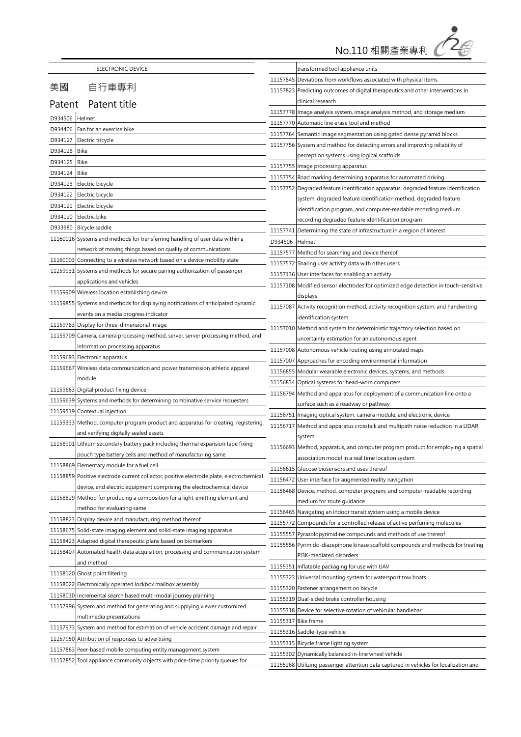| | ELECTRONIC DEVICE |
|---|---|

## 美國　自行車專利

| Patent | Patent title |
|---|---|
| D934506 | Helmet |
| D934406 | Fan for an exercise bike |
| D934127 | Electric tricycle |
| D934126 | Bike |
| D934125 | Bike |
| D934124 | Bike |
| D934123 | Electric bicycle |
| D934122 | Electric bicycle |
| D934121 | Electric bicycle |
| D934120 | Electric bike |
| D933980 | Bicycle saddle |
| 11160016 | Systems and methods for transferring handling of user data within a network of moving things based on quality of communications |
| 11160003 | Connecting to a wireless network based on a device mobility state |
| 11159931 | Systems and methods for secure pairing authorization of passenger applications and vehicles |
| 11159909 | Wireless location establishing device |
| 11159855 | Systems and methods for displaying notifications of anticipated dynamic events on a media progress indicator |
| 11159783 | Display for three-dimensional image |
| 11159709 | Camera, camera processing method, server, server processing method, and information processing apparatus |
| 11159693 | Electronic apparatus |
| 11159667 | Wireless data communication and power transmission athletic apparel module |
| 11159663 | Digital product fixing device |
| 11159639 | Systems and methods for determining combinative service requesters |
| 11159519 | Contextual injection |
| 11159333 | Method, computer program product and apparatus for creating, registering, and verifying digitally sealed assets |
| 11158901 | Lithium secondary battery pack including thermal expansion tape fixing pouch type battery cells and method of manufacturing same |
| 11158869 | Elementary module for a fuel cell |
| 11158859 | Positive electrode current collector, positive electrode plate, electrochemical device, and electric equipment comprising the electrochemical device |
| 11158829 | Method for producing a composition for a light-emitting element and method for evaluating same |
| 11158823 | Display device and manufacturing method thereof |
| 11158675 | Solid-state imaging element and solid-state imaging apparatus |
| 11158423 | Adapted digital therapeutic plans based on biomarkers |
| 11158407 | Automated health data acquisition, processing and communication system and method |
| 11158120 | Ghost point filtering |
| 11158022 | Electronically operated lockbox mailbox assembly |
| 11158010 | Incremental search based multi-modal journey planning |
| 11157996 | System and method for generating and supplying viewer customized multimedia presentations |
| 11157973 | System and method for estimation of vehicle accident damage and repair |
| 11157950 | Attribution of responses to advertising |
| 11157863 | Peer-based mobile computing entity management system |
| 11157852 | Tool appliance community objects with price-time priority queues for transformed tool appliance units |
| 11157845 | Deviations from workflows associated with physical items |
| 11157823 | Predicting outcomes of digital therapeutics and other interventions in clinical research |
| 11157778 | Image analysis system, image analysis method, and storage medium |
| 11157770 | Automatic line erase tool and method |
| 11157764 | Semantic image segmentation using gated dense pyramid blocks |
| 11157756 | System and method for detecting errors and improving reliability of perception systems using logical scaffolds |
| 11157755 | Image processing apparatus |
| 11157754 | Road marking determining apparatus for automated driving |
| 11157752 | Degraded feature identification apparatus, degraded feature identification system, degraded feature identification method, degraded feature identification program, and computer-readable recording medium recording degraded feature identification program |
| 11157741 | Determining the state of infrastructure in a region of interest |
| D934506 | Helmet |
| 11157577 | Method for searching and device thereof |
| 11157572 | Sharing user activity data with other users |
| 11157136 | User interfaces for enabling an activity |
| 11157108 | Modified sensor electrodes for optimized edge detection in touch-sensitive displays |
| 11157087 | Activity recognition method, activity recognition system, and handwriting identification system |
| 11157010 | Method and system for deterministic trajectory selection based on uncertainty estimation for an autonomous agent |
| 11157008 | Autonomous vehicle routing using annotated maps |
| 11157007 | Approaches for encoding environmental information |
| 11156855 | Modular wearable electronic devices, systems, and methods |
| 11156834 | Optical systems for head-worn computers |
| 11156794 | Method and apparatus for deployment of a communication line onto a surface such as a roadway or pathway |
| 11156751 | Imaging optical system, camera module, and electronic device |
| 11156717 | Method and apparatus crosstalk and multipath noise reduction in a LIDAR system |
| 11156693 | Method, apparatus, and computer program product for employing a spatial association model in a real time location system |
| 11156615 | Glucose biosensors and uses thereof |
| 11156472 | User interface for augmented reality navigation |
| 11156468 | Device, method, computer program, and computer-readable recording medium for route guidance |
| 11156465 | Navigating an indoor transit system using a mobile device |
| 11155772 | Compounds for a controlled release of active perfuming molecules |
| 11155557 | Pyrazolopyrimidine compounds and methods of use thereof |
| 11155556 | Pyrimido-diazepinone kinase scaffold compounds and methods for treating PI3K-mediated disorders |
| 11155351 | Inflatable packaging for use with UAV |
| 11155323 | Universal mounting system for watersport tow boats |
| 11155320 | Fastener arrangement on bicycle |
| 11155319 | Dual-sided brake controller housing |
| 11155318 | Device for selective rotation of vehicular handlebar |
| 11155317 | Bike frame |
| 11155316 | Saddle-type vehicle |
| 11155315 | Bicycle frame lighting system |
| 11155302 | Dynamically balanced in-line wheel vehicle |
| 11155268 | Utilizing passenger attention data captured in vehicles for localization and |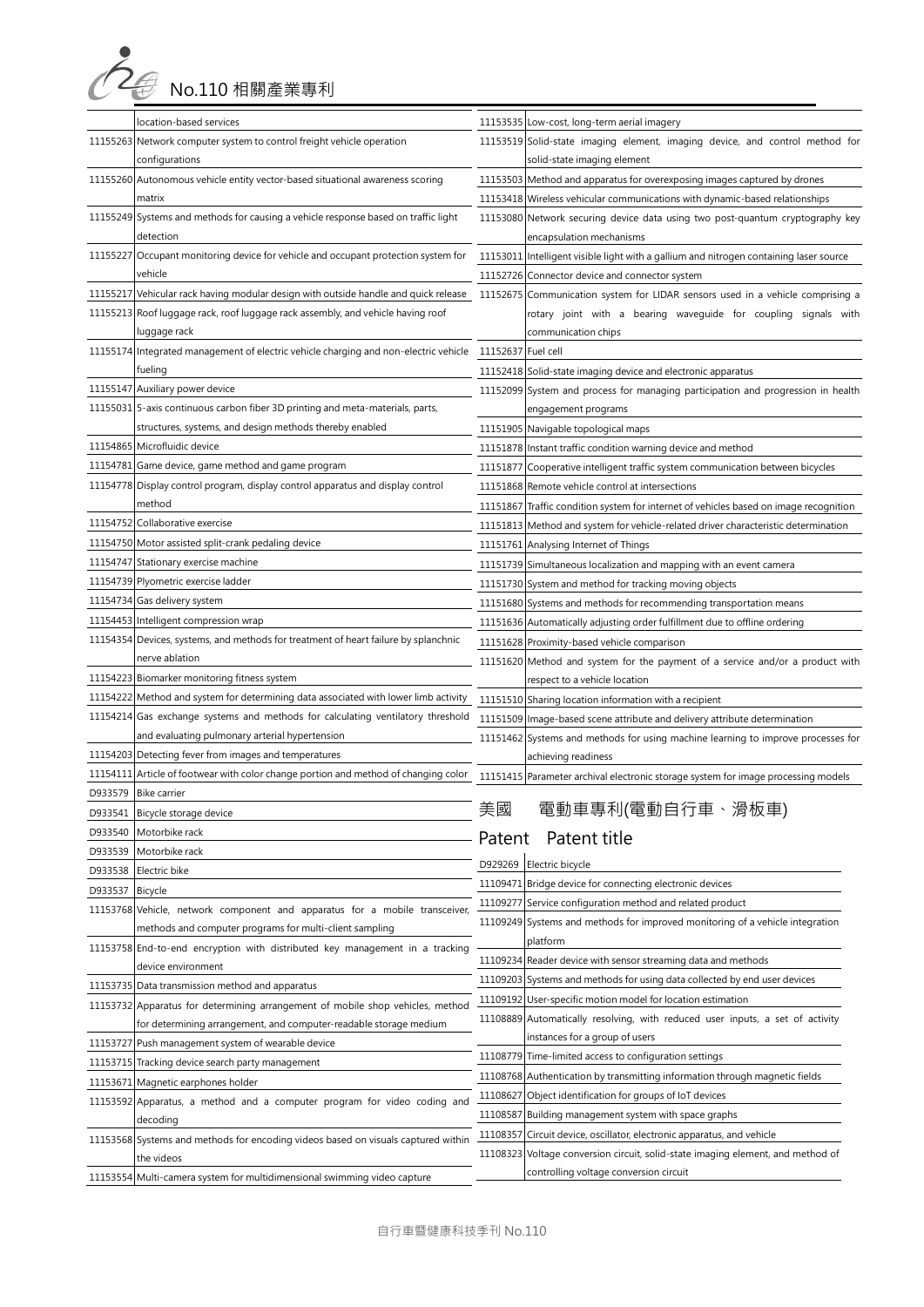| | |
|---|---|
| | location-based services |
| 11155263 | Network computer system to control freight vehicle operation configurations |
| 11155260 | Autonomous vehicle entity vector-based situational awareness scoring matrix |
| 11155249 | Systems and methods for causing a vehicle response based on traffic light detection |
| 11155227 | Occupant monitoring device for vehicle and occupant protection system for vehicle |
| 11155217 | Vehicular rack having modular design with outside handle and quick release |
| 11155213 | Roof luggage rack, roof luggage rack assembly, and vehicle having roof luggage rack |
| 11155174 | Integrated management of electric vehicle charging and non-electric vehicle fueling |
| 11155147 | Auxiliary power device |
| 11155031 | 5-axis continuous carbon fiber 3D printing and meta-materials, parts, structures, systems, and design methods thereby enabled |
| 11154865 | Microfluidic device |
| 11154781 | Game device, game method and game program |
| 11154778 | Display control program, display control apparatus and display control method |
| 11154752 | Collaborative exercise |
| 11154750 | Motor assisted split-crank pedaling device |
| 11154747 | Stationary exercise machine |
| 11154739 | Plyometric exercise ladder |
| 11154734 | Gas delivery system |
| 11154453 | Intelligent compression wrap |
| 11154354 | Devices, systems, and methods for treatment of heart failure by splanchnic nerve ablation |
| 11154223 | Biomarker monitoring fitness system |
| 11154222 | Method and system for determining data associated with lower limb activity |
| 11154214 | Gas exchange systems and methods for calculating ventilatory threshold and evaluating pulmonary arterial hypertension |
| 11154203 | Detecting fever from images and temperatures |
| 11154111 | Article of footwear with color change portion and method of changing color |
| D933579 | Bike carrier |
| D933541 | Bicycle storage device |
| D933540 | Motorbike rack |
| D933539 | Motorbike rack |
| D933538 | Electric bike |
| D933537 | Bicycle |
| 11153768 | Vehicle, network component and apparatus for a mobile transceiver, methods and computer programs for multi-client sampling |
| 11153758 | End-to-end encryption with distributed key management in a tracking device environment |
| 11153735 | Data transmission method and apparatus |
| 11153732 | Apparatus for determining arrangement of mobile shop vehicles, method for determining arrangement, and computer-readable storage medium |
| 11153727 | Push management system of wearable device |
| 11153715 | Tracking device search party management |
| 11153671 | Magnetic earphones holder |
| 11153592 | Apparatus, a method and a computer program for video coding and decoding |
| 11153568 | Systems and methods for encoding videos based on visuals captured within the videos |
| 11153554 | Multi-camera system for multidimensional swimming video capture |
| 11153535 | Low-cost, long-term aerial imagery |
| 11153519 | Solid-state imaging element, imaging device, and control method for solid-state imaging element |
| 11153503 | Method and apparatus for overexposing images captured by drones |
| 11153418 | Wireless vehicular communications with dynamic-based relationships |
| 11153080 | Network securing device data using two post-quantum cryptography key encapsulation mechanisms |
| 11153011 | Intelligent visible light with a gallium and nitrogen containing laser source |
| 11152726 | Connector device and connector system |
| 11152675 | Communication system for LIDAR sensors used in a vehicle comprising a rotary joint with a bearing waveguide for coupling signals with communication chips |
| 11152637 | Fuel cell |
| 11152418 | Solid-state imaging device and electronic apparatus |
| 11152099 | System and process for managing participation and progression in health engagement programs |
| 11151905 | Navigable topological maps |
| 11151878 | Instant traffic condition warning device and method |
| 11151877 | Cooperative intelligent traffic system communication between bicycles |
| 11151868 | Remote vehicle control at intersections |
| 11151867 | Traffic condition system for internet of vehicles based on image recognition |
| 11151813 | Method and system for vehicle-related driver characteristic determination |
| 11151761 | Analysing Internet of Things |
| 11151739 | Simultaneous localization and mapping with an event camera |
| 11151730 | System and method for tracking moving objects |
| 11151680 | Systems and methods for recommending transportation means |
| 11151636 | Automatically adjusting order fulfillment due to offline ordering |
| 11151628 | Proximity-based vehicle comparison |
| 11151620 | Method and system for the payment of a service and/or a product with respect to a vehicle location |
| 11151510 | Sharing location information with a recipient |
| 11151509 | Image-based scene attribute and delivery attribute determination |
| 11151462 | Systems and methods for using machine learning to improve processes for achieving readiness |
| 11151415 | Parameter archival electronic storage system for image processing models |

## 美國　電動車專利(電動自行車、滑板車)

| Patent | Patent title |
|---|---|
| D929269 | Electric bicycle |
| 11109471 | Bridge device for connecting electronic devices |
| 11109277 | Service configuration method and related product |
| 11109249 | Systems and methods for improved monitoring of a vehicle integration platform |
| 11109234 | Reader device with sensor streaming data and methods |
| 11109203 | Systems and methods for using data collected by end user devices |
| 11109192 | User-specific motion model for location estimation |
| 11108889 | Automatically resolving, with reduced user inputs, a set of activity instances for a group of users |
| 11108779 | Time-limited access to configuration settings |
| 11108768 | Authentication by transmitting information through magnetic fields |
| 11108627 | Object identification for groups of IoT devices |
| 11108587 | Building management system with space graphs |
| 11108357 | Circuit device, oscillator, electronic apparatus, and vehicle |
| 11108323 | Voltage conversion circuit, solid-state imaging element, and method of controlling voltage conversion circuit |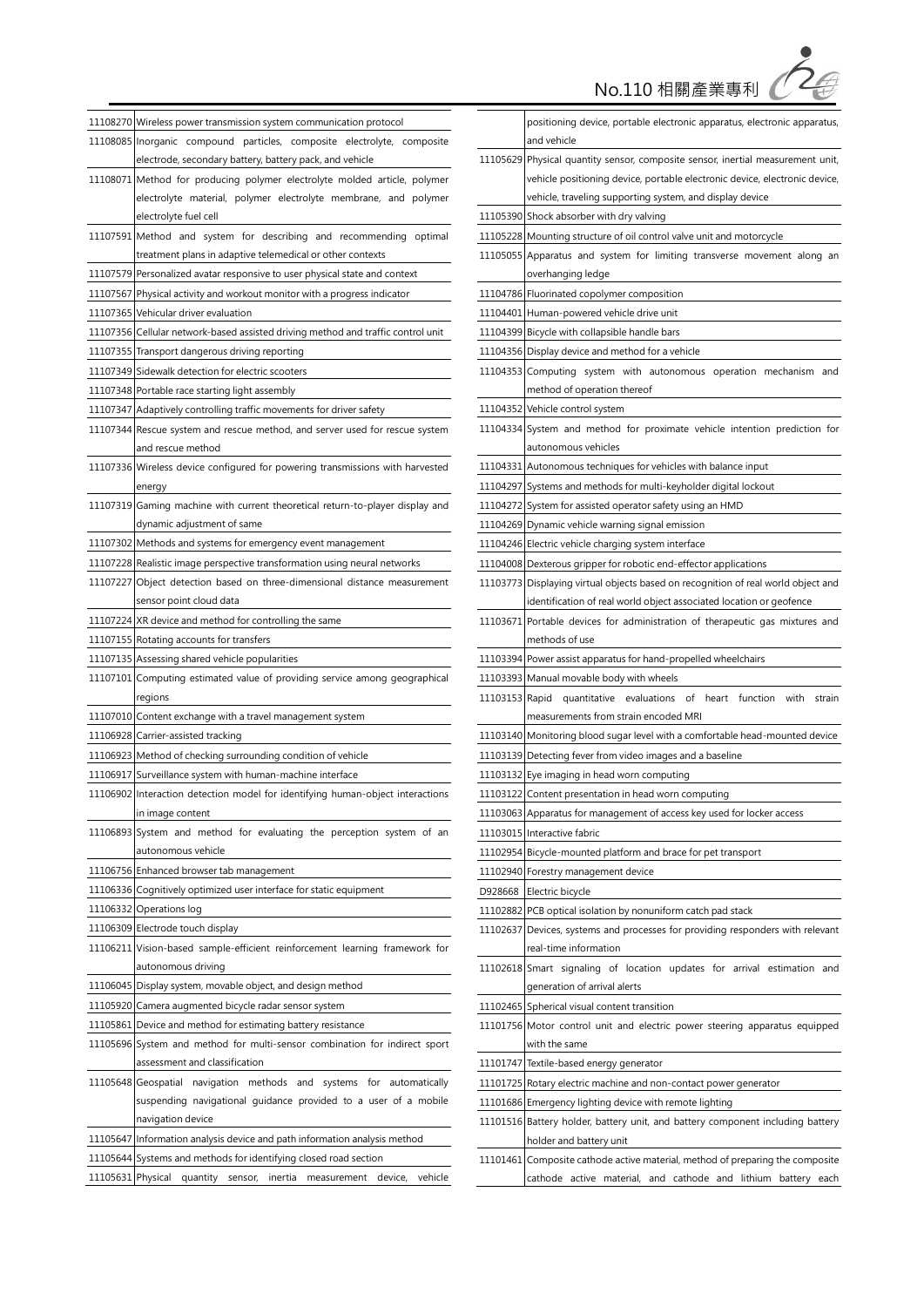| | |
|---|---|
| 11108270 | Wireless power transmission system communication protocol |
| 11108085 | Inorganic compound particles, composite electrolyte, composite electrode, secondary battery, battery pack, and vehicle |
| 11108071 | Method for producing polymer electrolyte molded article, polymer electrolyte material, polymer electrolyte membrane, and polymer electrolyte fuel cell |
| 11107591 | Method and system for describing and recommending optimal treatment plans in adaptive telemedical or other contexts |
| 11107579 | Personalized avatar responsive to user physical state and context |
| 11107567 | Physical activity and workout monitor with a progress indicator |
| 11107365 | Vehicular driver evaluation |
| 11107356 | Cellular network-based assisted driving method and traffic control unit |
| 11107355 | Transport dangerous driving reporting |
| 11107349 | Sidewalk detection for electric scooters |
| 11107348 | Portable race starting light assembly |
| 11107347 | Adaptively controlling traffic movements for driver safety |
| 11107344 | Rescue system and rescue method, and server used for rescue system and rescue method |
| 11107336 | Wireless device configured for powering transmissions with harvested energy |
| 11107319 | Gaming machine with current theoretical return-to-player display and dynamic adjustment of same |
| 11107302 | Methods and systems for emergency event management |
| 11107228 | Realistic image perspective transformation using neural networks |
| 11107227 | Object detection based on three-dimensional distance measurement sensor point cloud data |
| 11107224 | XR device and method for controlling the same |
| 11107155 | Rotating accounts for transfers |
| 11107135 | Assessing shared vehicle popularities |
| 11107101 | Computing estimated value of providing service among geographical regions |
| 11107010 | Content exchange with a travel management system |
| 11106928 | Carrier-assisted tracking |
| 11106923 | Method of checking surrounding condition of vehicle |
| 11106917 | Surveillance system with human-machine interface |
| 11106902 | Interaction detection model for identifying human-object interactions in image content |
| 11106893 | System and method for evaluating the perception system of an autonomous vehicle |
| 11106756 | Enhanced browser tab management |
| 11106336 | Cognitively optimized user interface for static equipment |
| 11106332 | Operations log |
| 11106309 | Electrode touch display |
| 11106211 | Vision-based sample-efficient reinforcement learning framework for autonomous driving |
| 11106045 | Display system, movable object, and design method |
| 11105920 | Camera augmented bicycle radar sensor system |
| 11105861 | Device and method for estimating battery resistance |
| 11105696 | System and method for multi-sensor combination for indirect sport assessment and classification |
| 11105648 | Geospatial navigation methods and systems for automatically suspending navigational guidance provided to a user of a mobile navigation device |
| 11105647 | Information analysis device and path information analysis method |
| 11105644 | Systems and methods for identifying closed road section |
| 11105631 | Physical quantity sensor, inertia measurement device, vehicle positioning device, portable electronic apparatus, electronic apparatus, and vehicle |
| 11105629 | Physical quantity sensor, composite sensor, inertial measurement unit, vehicle positioning device, portable electronic device, electronic device, vehicle, traveling supporting system, and display device |
| 11105390 | Shock absorber with dry valving |
| 11105228 | Mounting structure of oil control valve unit and motorcycle |
| 11105055 | Apparatus and system for limiting transverse movement along an overhanging ledge |
| 11104786 | Fluorinated copolymer composition |
| 11104401 | Human-powered vehicle drive unit |
| 11104399 | Bicycle with collapsible handle bars |
| 11104356 | Display device and method for a vehicle |
| 11104353 | Computing system with autonomous operation mechanism and method of operation thereof |
| 11104352 | Vehicle control system |
| 11104334 | System and method for proximate vehicle intention prediction for autonomous vehicles |
| 11104331 | Autonomous techniques for vehicles with balance input |
| 11104297 | Systems and methods for multi-keyholder digital lockout |
| 11104272 | System for assisted operator safety using an HMD |
| 11104269 | Dynamic vehicle warning signal emission |
| 11104246 | Electric vehicle charging system interface |
| 11104008 | Dexterous gripper for robotic end-effector applications |
| 11103773 | Displaying virtual objects based on recognition of real world object and identification of real world object associated location or geofence |
| 11103671 | Portable devices for administration of therapeutic gas mixtures and methods of use |
| 11103394 | Power assist apparatus for hand-propelled wheelchairs |
| 11103393 | Manual movable body with wheels |
| 11103153 | Rapid quantitative evaluations of heart function with strain measurements from strain encoded MRI |
| 11103140 | Monitoring blood sugar level with a comfortable head-mounted device |
| 11103139 | Detecting fever from video images and a baseline |
| 11103132 | Eye imaging in head worn computing |
| 11103122 | Content presentation in head worn computing |
| 11103063 | Apparatus for management of access key used for locker access |
| 11103015 | Interactive fabric |
| 11102954 | Bicycle-mounted platform and brace for pet transport |
| 11102940 | Forestry management device |
| D928668 | Electric bicycle |
| 11102882 | PCB optical isolation by nonuniform catch pad stack |
| 11102637 | Devices, systems and processes for providing responders with relevant real-time information |
| 11102618 | Smart signaling of location updates for arrival estimation and generation of arrival alerts |
| 11102465 | Spherical visual content transition |
| 11101756 | Motor control unit and electric power steering apparatus equipped with the same |
| 11101747 | Textile-based energy generator |
| 11101725 | Rotary electric machine and non-contact power generator |
| 11101686 | Emergency lighting device with remote lighting |
| 11101516 | Battery holder, battery unit, and battery component including battery holder and battery unit |
| 11101461 | Composite cathode active material, method of preparing the composite cathode active material, and cathode and lithium battery each |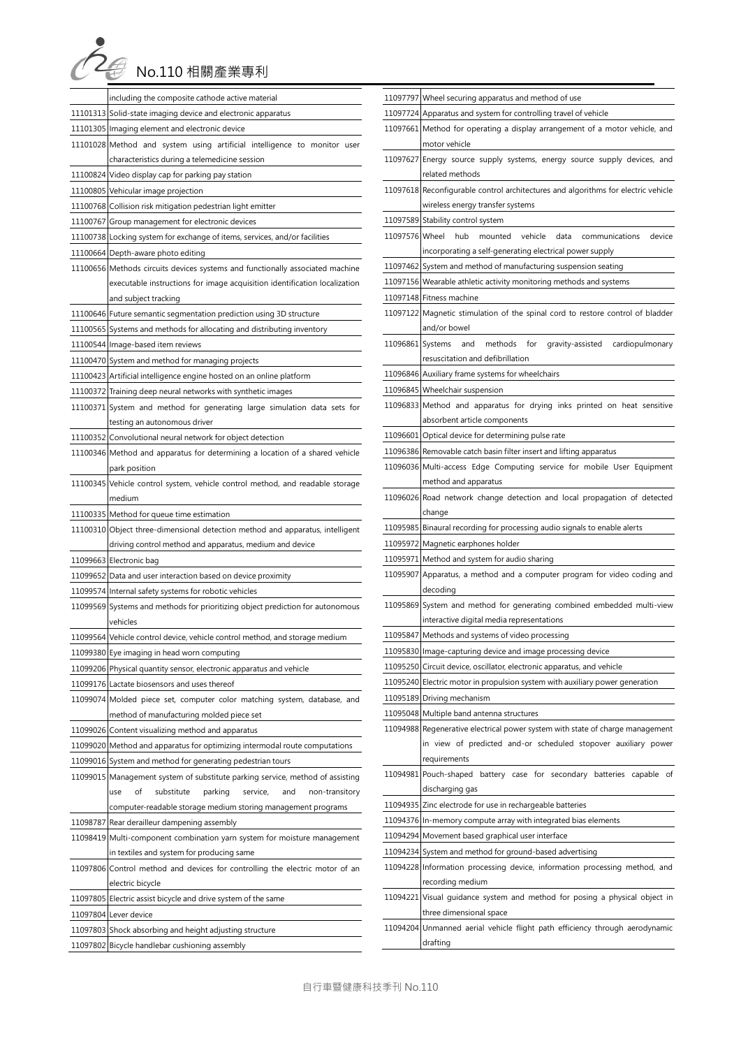| | |
|---|---|
| | including the composite cathode active material |
| 11101313 | Solid-state imaging device and electronic apparatus |
| 11101305 | Imaging element and electronic device |
| 11101028 | Method and system using artificial intelligence to monitor user characteristics during a telemedicine session |
| 11100824 | Video display cap for parking pay station |
| 11100805 | Vehicular image projection |
| 11100768 | Collision risk mitigation pedestrian light emitter |
| 11100767 | Group management for electronic devices |
| 11100738 | Locking system for exchange of items, services, and/or facilities |
| 11100664 | Depth-aware photo editing |
| 11100656 | Methods circuits devices systems and functionally associated machine executable instructions for image acquisition identification localization and subject tracking |
| 11100646 | Future semantic segmentation prediction using 3D structure |
| 11100565 | Systems and methods for allocating and distributing inventory |
| 11100544 | Image-based item reviews |
| 11100470 | System and method for managing projects |
| 11100423 | Artificial intelligence engine hosted on an online platform |
| 11100372 | Training deep neural networks with synthetic images |
| 11100371 | System and method for generating large simulation data sets for testing an autonomous driver |
| 11100352 | Convolutional neural network for object detection |
| 11100346 | Method and apparatus for determining a location of a shared vehicle park position |
| 11100345 | Vehicle control system, vehicle control method, and readable storage medium |
| 11100335 | Method for queue time estimation |
| 11100310 | Object three-dimensional detection method and apparatus, intelligent driving control method and apparatus, medium and device |
| 11099663 | Electronic bag |
| 11099652 | Data and user interaction based on device proximity |
| 11099574 | Internal safety systems for robotic vehicles |
| 11099569 | Systems and methods for prioritizing object prediction for autonomous vehicles |
| 11099564 | Vehicle control device, vehicle control method, and storage medium |
| 11099380 | Eye imaging in head worn computing |
| 11099206 | Physical quantity sensor, electronic apparatus and vehicle |
| 11099176 | Lactate biosensors and uses thereof |
| 11099074 | Molded piece set, computer color matching system, database, and method of manufacturing molded piece set |
| 11099026 | Content visualizing method and apparatus |
| 11099020 | Method and apparatus for optimizing intermodal route computations |
| 11099016 | System and method for generating pedestrian tours |
| 11099015 | Management system of substitute parking service, method of assisting use of substitute parking service, and non-transitory computer-readable storage medium storing management programs |
| 11098787 | Rear derailleur dampening assembly |
| 11098419 | Multi-component combination yarn system for moisture management in textiles and system for producing same |
| 11097806 | Control method and devices for controlling the electric motor of an electric bicycle |
| 11097805 | Electric assist bicycle and drive system of the same |
| 11097804 | Lever device |
| 11097803 | Shock absorbing and height adjusting structure |
| 11097802 | Bicycle handlebar cushioning assembly |
| 11097797 | Wheel securing apparatus and method of use |
| 11097724 | Apparatus and system for controlling travel of vehicle |
| 11097661 | Method for operating a display arrangement of a motor vehicle, and motor vehicle |
| 11097627 | Energy source supply systems, energy source supply devices, and related methods |
| 11097618 | Reconfigurable control architectures and algorithms for electric vehicle wireless energy transfer systems |
| 11097589 | Stability control system |
| 11097576 | Wheel hub mounted vehicle data communications device incorporating a self-generating electrical power supply |
| 11097462 | System and method of manufacturing suspension seating |
| 11097156 | Wearable athletic activity monitoring methods and systems |
| 11097148 | Fitness machine |
| 11097122 | Magnetic stimulation of the spinal cord to restore control of bladder and/or bowel |
| 11096861 | Systems and methods for gravity-assisted cardiopulmonary resuscitation and defibrillation |
| 11096846 | Auxiliary frame systems for wheelchairs |
| 11096845 | Wheelchair suspension |
| 11096833 | Method and apparatus for drying inks printed on heat sensitive absorbent article components |
| 11096601 | Optical device for determining pulse rate |
| 11096386 | Removable catch basin filter insert and lifting apparatus |
| 11096036 | Multi-access Edge Computing service for mobile User Equipment method and apparatus |
| 11096026 | Road network change detection and local propagation of detected change |
| 11095985 | Binaural recording for processing audio signals to enable alerts |
| 11095972 | Magnetic earphones holder |
| 11095971 | Method and system for audio sharing |
| 11095907 | Apparatus, a method and a computer program for video coding and decoding |
| 11095869 | System and method for generating combined embedded multi-view interactive digital media representations |
| 11095847 | Methods and systems of video processing |
| 11095830 | Image-capturing device and image processing device |
| 11095250 | Circuit device, oscillator, electronic apparatus, and vehicle |
| 11095240 | Electric motor in propulsion system with auxiliary power generation |
| 11095189 | Driving mechanism |
| 11095048 | Multiple band antenna structures |
| 11094988 | Regenerative electrical power system with state of charge management in view of predicted and-or scheduled stopover auxiliary power requirements |
| 11094981 | Pouch-shaped battery case for secondary batteries capable of discharging gas |
| 11094935 | Zinc electrode for use in rechargeable batteries |
| 11094376 | In-memory compute array with integrated bias elements |
| 11094294 | Movement based graphical user interface |
| 11094234 | System and method for ground-based advertising |
| 11094228 | Information processing device, information processing method, and recording medium |
| 11094221 | Visual guidance system and method for posing a physical object in three dimensional space |
| 11094204 | Unmanned aerial vehicle flight path efficiency through aerodynamic drafting |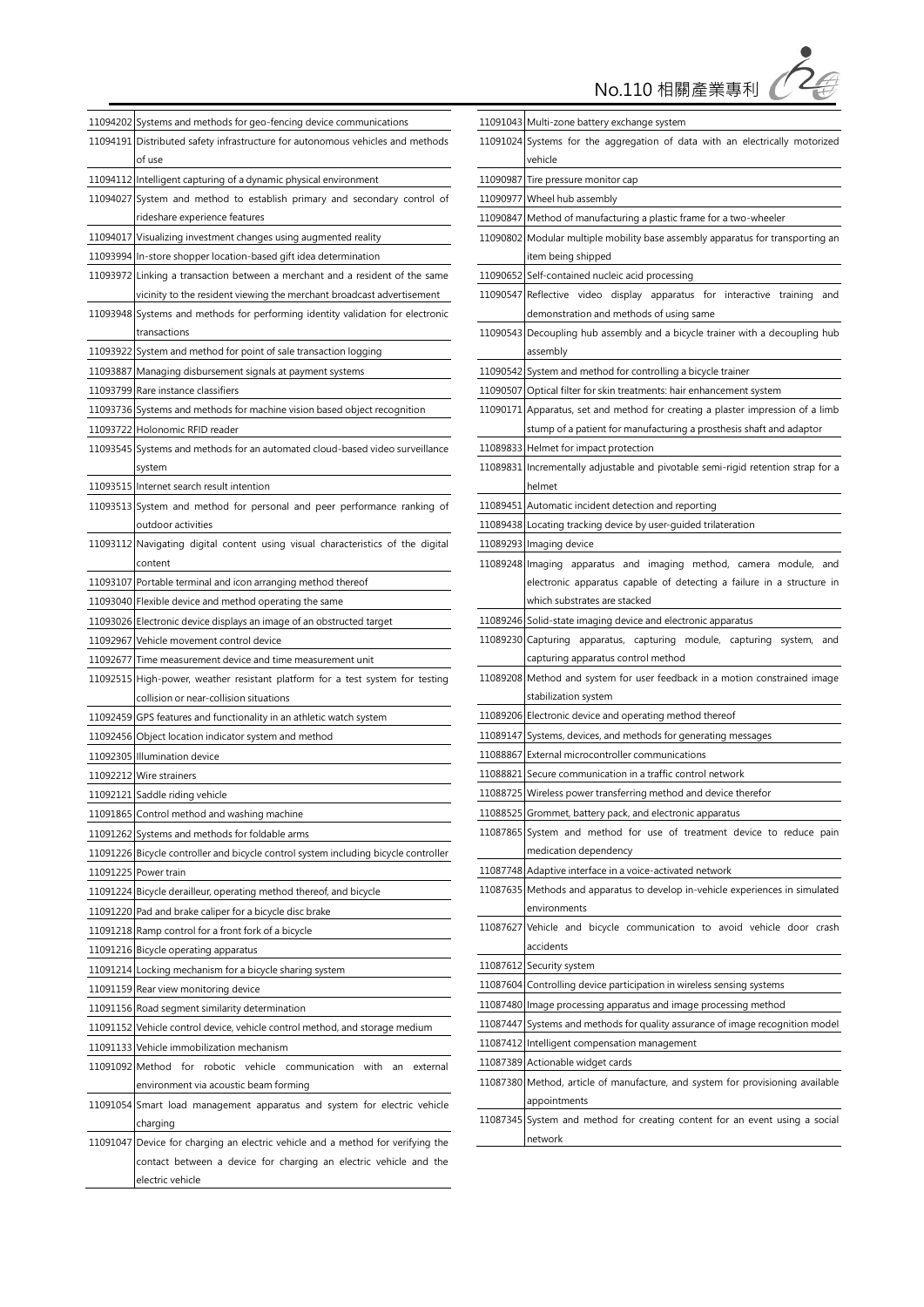| | |
|---|---|
| 11094202 | Systems and methods for geo-fencing device communications |
| 11094191 | Distributed safety infrastructure for autonomous vehicles and methods of use |
| 11094112 | Intelligent capturing of a dynamic physical environment |
| 11094027 | System and method to establish primary and secondary control of rideshare experience features |
| 11094017 | Visualizing investment changes using augmented reality |
| 11093994 | In-store shopper location-based gift idea determination |
| 11093972 | Linking a transaction between a merchant and a resident of the same vicinity to the resident viewing the merchant broadcast advertisement |
| 11093948 | Systems and methods for performing identity validation for electronic transactions |
| 11093922 | System and method for point of sale transaction logging |
| 11093887 | Managing disbursement signals at payment systems |
| 11093799 | Rare instance classifiers |
| 11093736 | Systems and methods for machine vision based object recognition |
| 11093722 | Holonomic RFID reader |
| 11093545 | Systems and methods for an automated cloud-based video surveillance system |
| 11093515 | Internet search result intention |
| 11093513 | System and method for personal and peer performance ranking of outdoor activities |
| 11093112 | Navigating digital content using visual characteristics of the digital content |
| 11093107 | Portable terminal and icon arranging method thereof |
| 11093040 | Flexible device and method operating the same |
| 11093026 | Electronic device displays an image of an obstructed target |
| 11092967 | Vehicle movement control device |
| 11092677 | Time measurement device and time measurement unit |
| 11092515 | High-power, weather resistant platform for a test system for testing collision or near-collision situations |
| 11092459 | GPS features and functionality in an athletic watch system |
| 11092456 | Object location indicator system and method |
| 11092305 | Illumination device |
| 11092212 | Wire strainers |
| 11092121 | Saddle riding vehicle |
| 11091865 | Control method and washing machine |
| 11091262 | Systems and methods for foldable arms |
| 11091226 | Bicycle controller and bicycle control system including bicycle controller |
| 11091225 | Power train |
| 11091224 | Bicycle derailleur, operating method thereof, and bicycle |
| 11091220 | Pad and brake caliper for a bicycle disc brake |
| 11091218 | Ramp control for a front fork of a bicycle |
| 11091216 | Bicycle operating apparatus |
| 11091214 | Locking mechanism for a bicycle sharing system |
| 11091159 | Rear view monitoring device |
| 11091156 | Road segment similarity determination |
| 11091152 | Vehicle control device, vehicle control method, and storage medium |
| 11091133 | Vehicle immobilization mechanism |
| 11091092 | Method for robotic vehicle communication with an external environment via acoustic beam forming |
| 11091054 | Smart load management apparatus and system for electric vehicle charging |
| 11091047 | Device for charging an electric vehicle and a method for verifying the contact between a device for charging an electric vehicle and the electric vehicle |
| 11091043 | Multi-zone battery exchange system |
| 11091024 | Systems for the aggregation of data with an electrically motorized vehicle |
| 11090987 | Tire pressure monitor cap |
| 11090977 | Wheel hub assembly |
| 11090847 | Method of manufacturing a plastic frame for a two-wheeler |
| 11090802 | Modular multiple mobility base assembly apparatus for transporting an item being shipped |
| 11090652 | Self-contained nucleic acid processing |
| 11090547 | Reflective video display apparatus for interactive training and demonstration and methods of using same |
| 11090543 | Decoupling hub assembly and a bicycle trainer with a decoupling hub assembly |
| 11090542 | System and method for controlling a bicycle trainer |
| 11090507 | Optical filter for skin treatments: hair enhancement system |
| 11090171 | Apparatus, set and method for creating a plaster impression of a limb stump of a patient for manufacturing a prosthesis shaft and adaptor |
| 11089833 | Helmet for impact protection |
| 11089831 | Incrementally adjustable and pivotable semi-rigid retention strap for a helmet |
| 11089451 | Automatic incident detection and reporting |
| 11089438 | Locating tracking device by user-guided trilateration |
| 11089293 | Imaging device |
| 11089248 | Imaging apparatus and imaging method, camera module, and electronic apparatus capable of detecting a failure in a structure in which substrates are stacked |
| 11089246 | Solid-state imaging device and electronic apparatus |
| 11089230 | Capturing apparatus, capturing module, capturing system, and capturing apparatus control method |
| 11089208 | Method and system for user feedback in a motion constrained image stabilization system |
| 11089206 | Electronic device and operating method thereof |
| 11089147 | Systems, devices, and methods for generating messages |
| 11088867 | External microcontroller communications |
| 11088821 | Secure communication in a traffic control network |
| 11088725 | Wireless power transferring method and device therefor |
| 11088525 | Grommet, battery pack, and electronic apparatus |
| 11087865 | System and method for use of treatment device to reduce pain medication dependency |
| 11087748 | Adaptive interface in a voice-activated network |
| 11087635 | Methods and apparatus to develop in-vehicle experiences in simulated environments |
| 11087627 | Vehicle and bicycle communication to avoid vehicle door crash accidents |
| 11087612 | Security system |
| 11087604 | Controlling device participation in wireless sensing systems |
| 11087480 | Image processing apparatus and image processing method |
| 11087447 | Systems and methods for quality assurance of image recognition model |
| 11087412 | Intelligent compensation management |
| 11087389 | Actionable widget cards |
| 11087380 | Method, article of manufacture, and system for provisioning available appointments |
| 11087345 | System and method for creating content for an event using a social network |